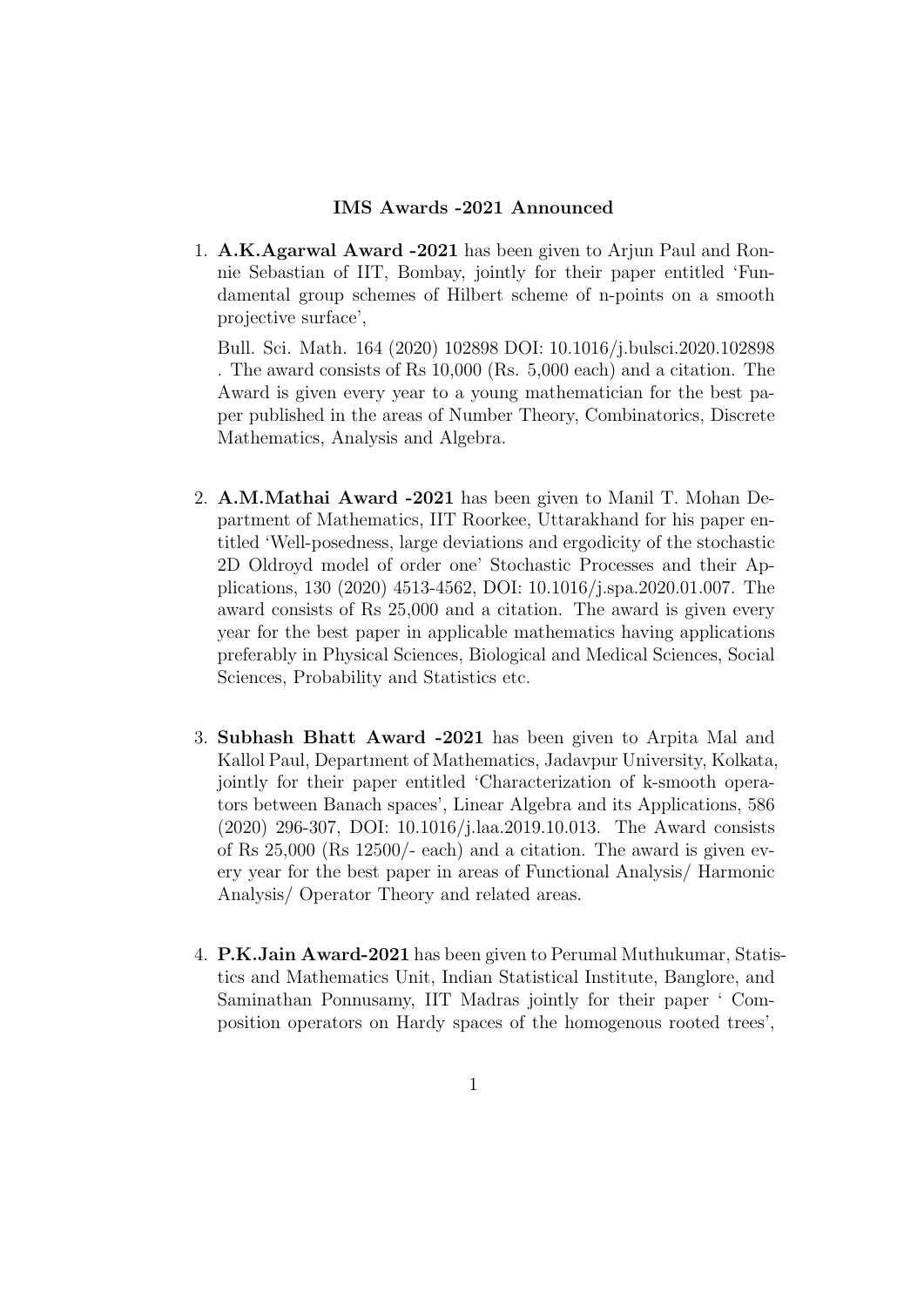**IMS Awards -2021 Announced**

1. **A.K.Agarwal Award -2021** has been given to Arjun Paul and Ronnie Sebastian of IIT, Bombay, jointly for their paper entitled 'Fundamental group schemes of Hilbert scheme of n-points on a smooth projective surface',

   Bull. Sci. Math. 164 (2020) 102898 DOI: 10.1016/j.bulsci.2020.102898 . The award consists of Rs 10,000 (Rs. 5,000 each) and a citation. The Award is given every year to a young mathematician for the best paper published in the areas of Number Theory, Combinatorics, Discrete Mathematics, Analysis and Algebra.

2. **A.M.Mathai Award -2021** has been given to Manil T. Mohan Department of Mathematics, IIT Roorkee, Uttarakhand for his paper entitled 'Well-posedness, large deviations and ergodicity of the stochastic 2D Oldroyd model of order one' Stochastic Processes and their Applications, 130 (2020) 4513-4562, DOI: 10.1016/j.spa.2020.01.007. The award consists of Rs 25,000 and a citation. The award is given every year for the best paper in applicable mathematics having applications preferably in Physical Sciences, Biological and Medical Sciences, Social Sciences, Probability and Statistics etc.

3. **Subhash Bhatt Award -2021** has been given to Arpita Mal and Kallol Paul, Department of Mathematics, Jadavpur University, Kolkata, jointly for their paper entitled 'Characterization of k-smooth operators between Banach spaces', Linear Algebra and its Applications, 586 (2020) 296-307, DOI: 10.1016/j.laa.2019.10.013. The Award consists of Rs 25,000 (Rs 12500/- each) and a citation. The award is given every year for the best paper in areas of Functional Analysis/ Harmonic Analysis/ Operator Theory and related areas.

4. **P.K.Jain Award-2021** has been given to Perumal Muthukumar, Statistics and Mathematics Unit, Indian Statistical Institute, Banglore, and Saminathan Ponnusamy, IIT Madras jointly for their paper ' Composition operators on Hardy spaces of the homogenous rooted trees',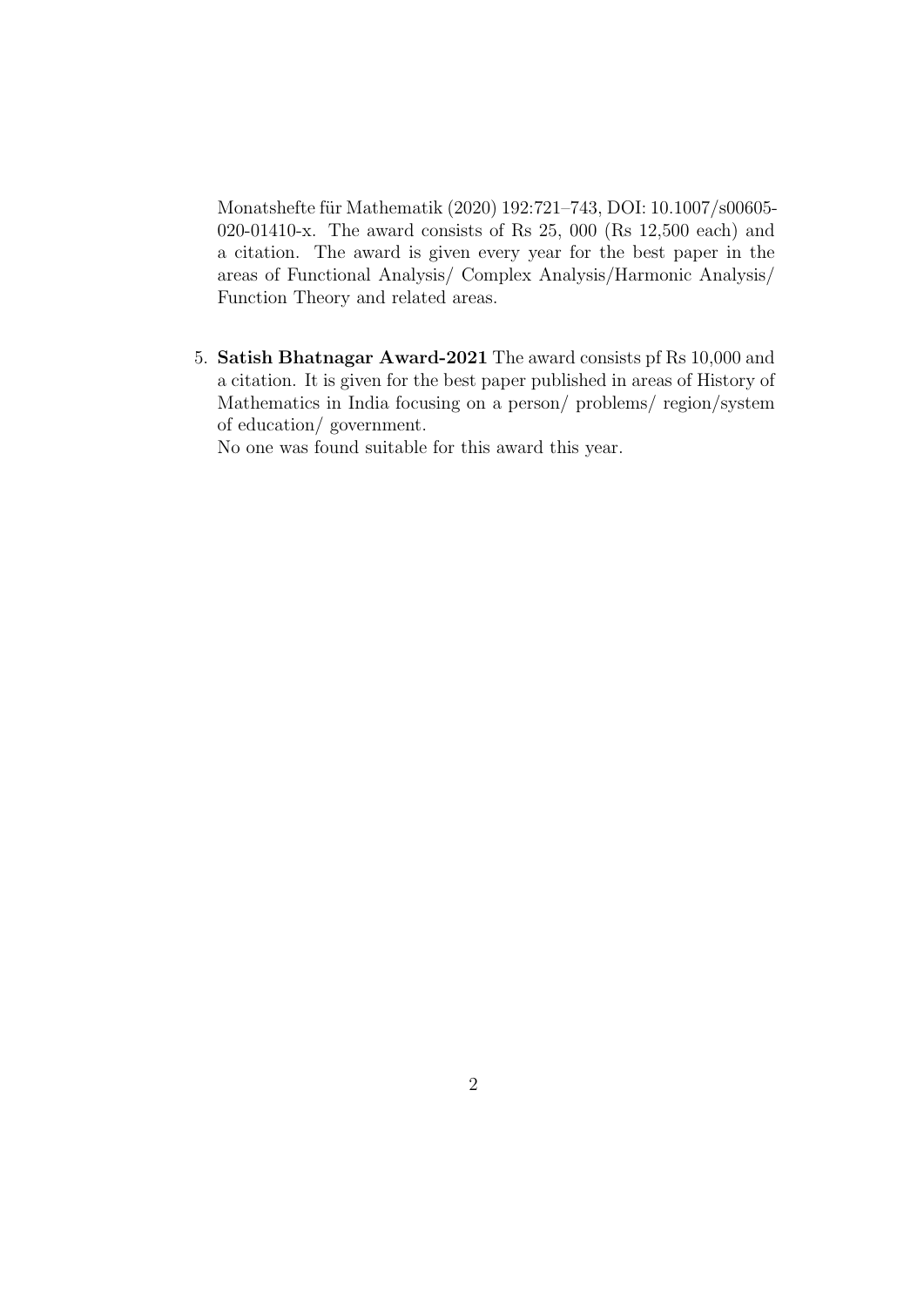Monatshefte für Mathematik (2020) 192:721–743, DOI: 10.1007/s00605-020-01410-x. The award consists of Rs 25, 000 (Rs 12,500 each) and a citation. The award is given every year for the best paper in the areas of Functional Analysis/ Complex Analysis/Harmonic Analysis/ Function Theory and related areas.

5. **Satish Bhatnagar Award-2021** The award consists pf Rs 10,000 and a citation. It is given for the best paper published in areas of History of Mathematics in India focusing on a person/ problems/ region/system of education/ government.
   No one was found suitable for this award this year.